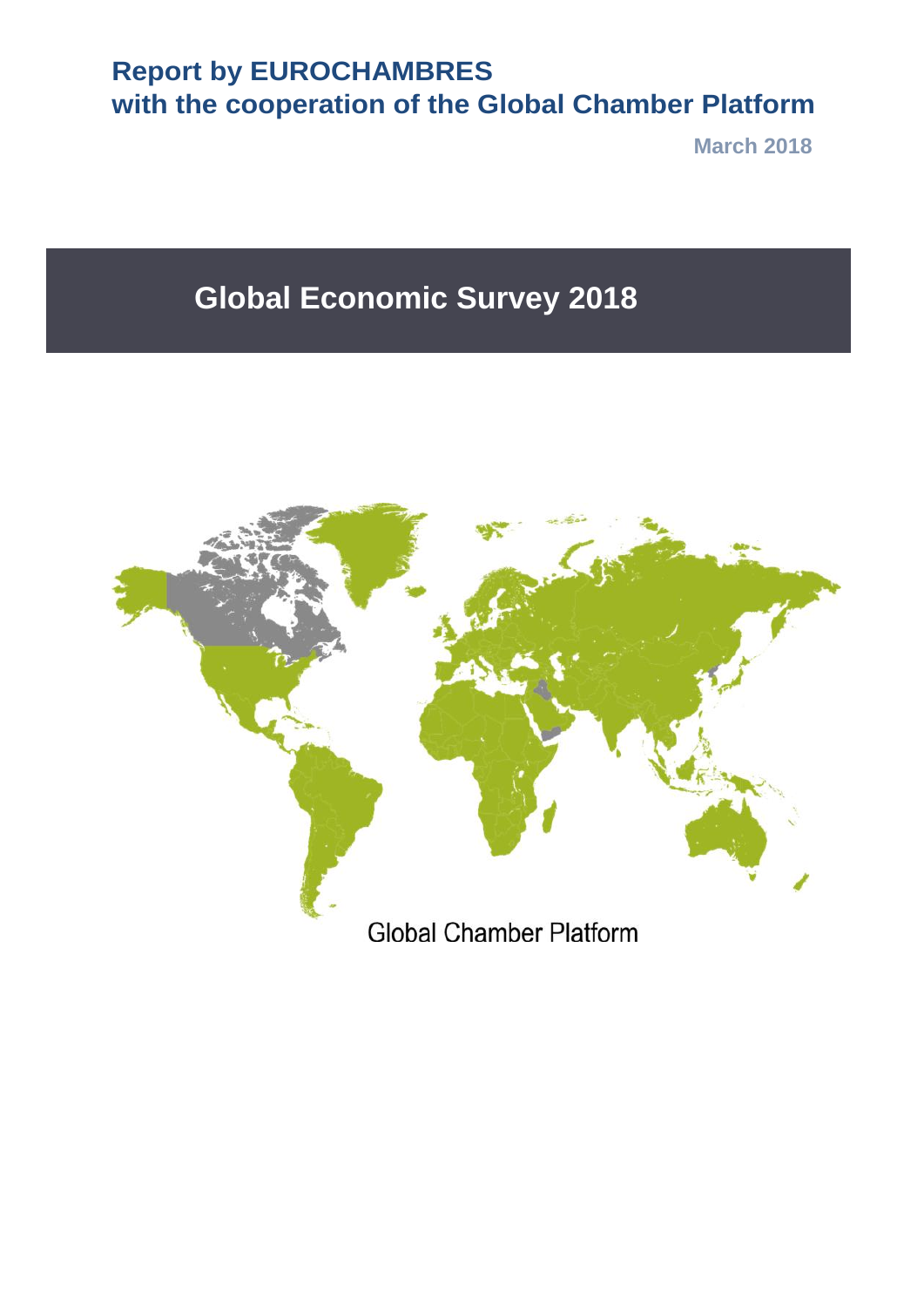**Report by EUROCHAMBRES**
**with the cooperation of the Global Chamber Platform**

**March 2018**

# Global Economic Survey 2018

Global Chamber Platform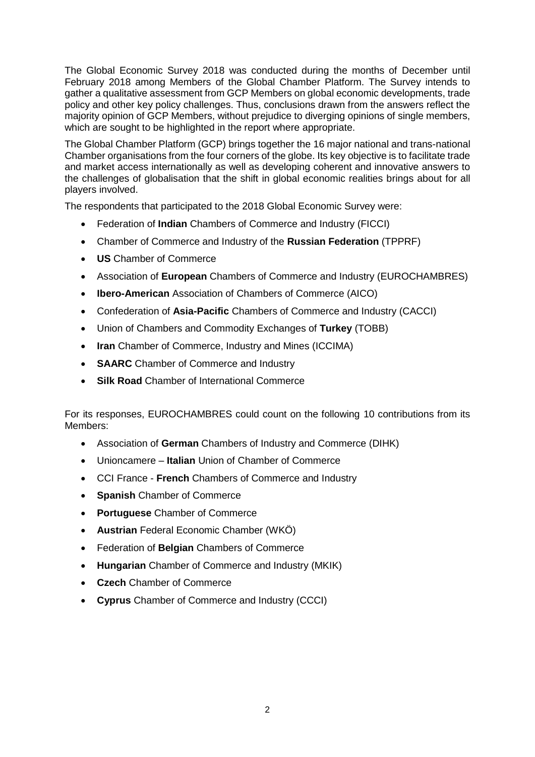The Global Economic Survey 2018 was conducted during the months of December until February 2018 among Members of the Global Chamber Platform. The Survey intends to gather a qualitative assessment from GCP Members on global economic developments, trade policy and other key policy challenges. Thus, conclusions drawn from the answers reflect the majority opinion of GCP Members, without prejudice to diverging opinions of single members, which are sought to be highlighted in the report where appropriate.

The Global Chamber Platform (GCP) brings together the 16 major national and trans-national Chamber organisations from the four corners of the globe. Its key objective is to facilitate trade and market access internationally as well as developing coherent and innovative answers to the challenges of globalisation that the shift in global economic realities brings about for all players involved.

The respondents that participated to the 2018 Global Economic Survey were:

- Federation of **Indian** Chambers of Commerce and Industry (FICCI)
- Chamber of Commerce and Industry of the **Russian Federation** (TPPRF)
- **US** Chamber of Commerce
- Association of **European** Chambers of Commerce and Industry (EUROCHAMBRES)
- **Ibero-American** Association of Chambers of Commerce (AICO)
- Confederation of **Asia-Pacific** Chambers of Commerce and Industry (CACCI)
- Union of Chambers and Commodity Exchanges of **Turkey** (TOBB)
- **Iran** Chamber of Commerce, Industry and Mines (ICCIMA)
- **SAARC** Chamber of Commerce and Industry
- **Silk Road** Chamber of International Commerce

For its responses, EUROCHAMBRES could count on the following 10 contributions from its Members:

- Association of **German** Chambers of Industry and Commerce (DIHK)
- Unioncamere – **Italian** Union of Chamber of Commerce
- CCI France - **French** Chambers of Commerce and Industry
- **Spanish** Chamber of Commerce
- **Portuguese** Chamber of Commerce
- **Austrian** Federal Economic Chamber (WKÖ)
- Federation of **Belgian** Chambers of Commerce
- **Hungarian** Chamber of Commerce and Industry (MKIK)
- **Czech** Chamber of Commerce
- **Cyprus** Chamber of Commerce and Industry (CCCI)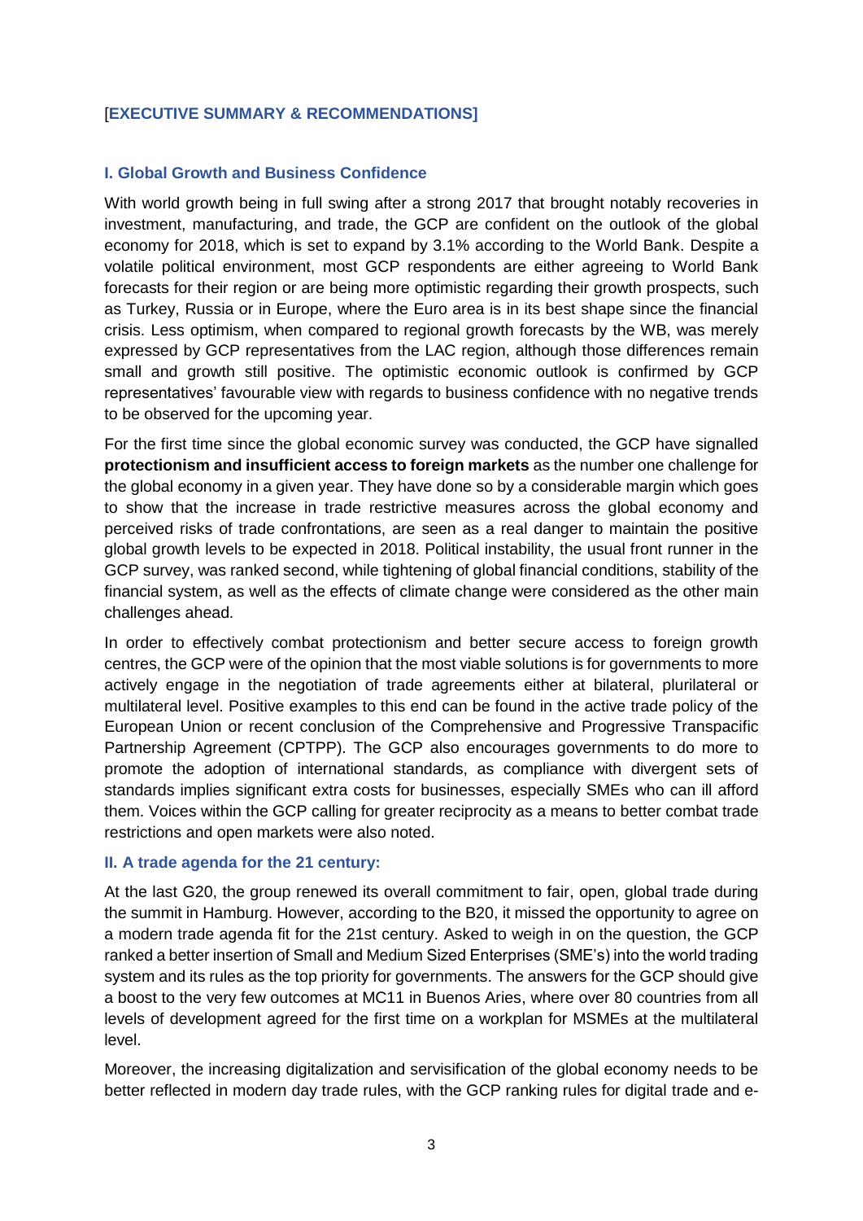## [EXECUTIVE SUMMARY & RECOMMENDATIONS]

### I. Global Growth and Business Confidence

With world growth being in full swing after a strong 2017 that brought notably recoveries in investment, manufacturing, and trade, the GCP are confident on the outlook of the global economy for 2018, which is set to expand by 3.1% according to the World Bank. Despite a volatile political environment, most GCP respondents are either agreeing to World Bank forecasts for their region or are being more optimistic regarding their growth prospects, such as Turkey, Russia or in Europe, where the Euro area is in its best shape since the financial crisis. Less optimism, when compared to regional growth forecasts by the WB, was merely expressed by GCP representatives from the LAC region, although those differences remain small and growth still positive. The optimistic economic outlook is confirmed by GCP representatives' favourable view with regards to business confidence with no negative trends to be observed for the upcoming year.

For the first time since the global economic survey was conducted, the GCP have signalled **protectionism and insufficient access to foreign markets** as the number one challenge for the global economy in a given year. They have done so by a considerable margin which goes to show that the increase in trade restrictive measures across the global economy and perceived risks of trade confrontations, are seen as a real danger to maintain the positive global growth levels to be expected in 2018. Political instability, the usual front runner in the GCP survey, was ranked second, while tightening of global financial conditions, stability of the financial system, as well as the effects of climate change were considered as the other main challenges ahead.

In order to effectively combat protectionism and better secure access to foreign growth centres, the GCP were of the opinion that the most viable solutions is for governments to more actively engage in the negotiation of trade agreements either at bilateral, plurilateral or multilateral level. Positive examples to this end can be found in the active trade policy of the European Union or recent conclusion of the Comprehensive and Progressive Transpacific Partnership Agreement (CPTPP). The GCP also encourages governments to do more to promote the adoption of international standards, as compliance with divergent sets of standards implies significant extra costs for businesses, especially SMEs who can ill afford them. Voices within the GCP calling for greater reciprocity as a means to better combat trade restrictions and open markets were also noted.

### II. A trade agenda for the 21 century:

At the last G20, the group renewed its overall commitment to fair, open, global trade during the summit in Hamburg. However, according to the B20, it missed the opportunity to agree on a modern trade agenda fit for the 21st century. Asked to weigh in on the question, the GCP ranked a better insertion of Small and Medium Sized Enterprises (SME's) into the world trading system and its rules as the top priority for governments. The answers for the GCP should give a boost to the very few outcomes at MC11 in Buenos Aries, where over 80 countries from all levels of development agreed for the first time on a workplan for MSMEs at the multilateral level.

Moreover, the increasing digitalization and servisification of the global economy needs to be better reflected in modern day trade rules, with the GCP ranking rules for digital trade and e-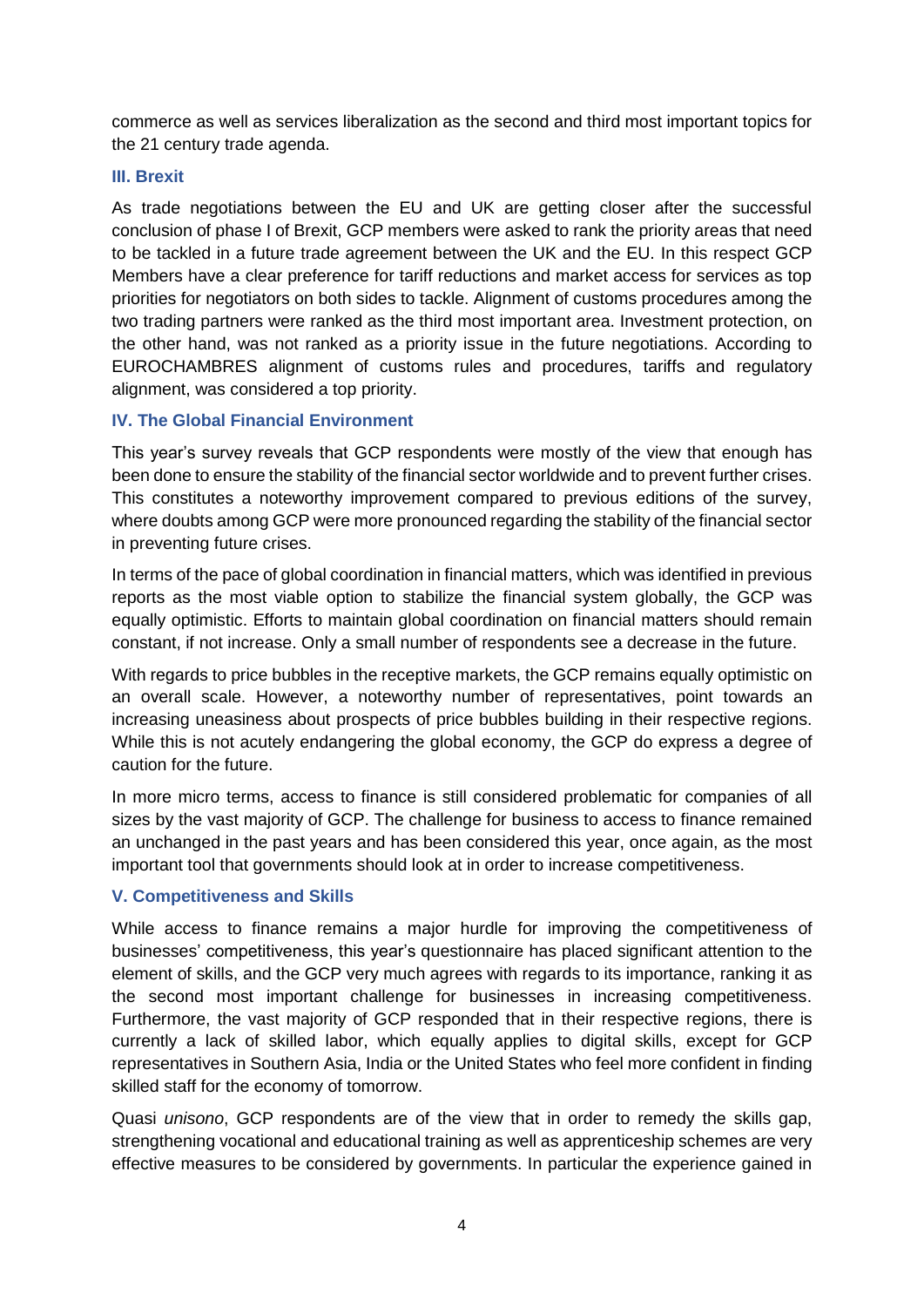commerce as well as services liberalization as the second and third most important topics for the 21 century trade agenda.

### III. Brexit

As trade negotiations between the EU and UK are getting closer after the successful conclusion of phase I of Brexit, GCP members were asked to rank the priority areas that need to be tackled in a future trade agreement between the UK and the EU. In this respect GCP Members have a clear preference for tariff reductions and market access for services as top priorities for negotiators on both sides to tackle. Alignment of customs procedures among the two trading partners were ranked as the third most important area. Investment protection, on the other hand, was not ranked as a priority issue in the future negotiations. According to EUROCHAMBRES alignment of customs rules and procedures, tariffs and regulatory alignment, was considered a top priority.

### IV. The Global Financial Environment

This year's survey reveals that GCP respondents were mostly of the view that enough has been done to ensure the stability of the financial sector worldwide and to prevent further crises. This constitutes a noteworthy improvement compared to previous editions of the survey, where doubts among GCP were more pronounced regarding the stability of the financial sector in preventing future crises.

In terms of the pace of global coordination in financial matters, which was identified in previous reports as the most viable option to stabilize the financial system globally, the GCP was equally optimistic. Efforts to maintain global coordination on financial matters should remain constant, if not increase. Only a small number of respondents see a decrease in the future.

With regards to price bubbles in the receptive markets, the GCP remains equally optimistic on an overall scale. However, a noteworthy number of representatives, point towards an increasing uneasiness about prospects of price bubbles building in their respective regions. While this is not acutely endangering the global economy, the GCP do express a degree of caution for the future.

In more micro terms, access to finance is still considered problematic for companies of all sizes by the vast majority of GCP. The challenge for business to access to finance remained an unchanged in the past years and has been considered this year, once again, as the most important tool that governments should look at in order to increase competitiveness.

### V. Competitiveness and Skills

While access to finance remains a major hurdle for improving the competitiveness of businesses' competitiveness, this year's questionnaire has placed significant attention to the element of skills, and the GCP very much agrees with regards to its importance, ranking it as the second most important challenge for businesses in increasing competitiveness. Furthermore, the vast majority of GCP responded that in their respective regions, there is currently a lack of skilled labor, which equally applies to digital skills, except for GCP representatives in Southern Asia, India or the United States who feel more confident in finding skilled staff for the economy of tomorrow.

Quasi *unisono*, GCP respondents are of the view that in order to remedy the skills gap, strengthening vocational and educational training as well as apprenticeship schemes are very effective measures to be considered by governments. In particular the experience gained in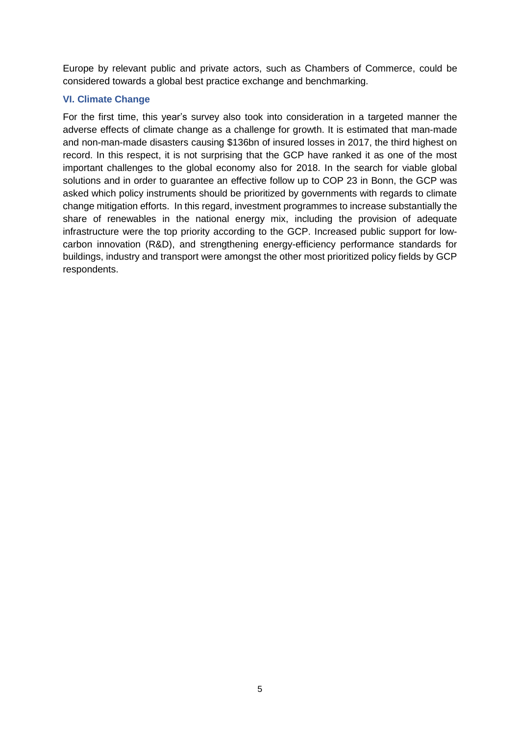Europe by relevant public and private actors, such as Chambers of Commerce, could be considered towards a global best practice exchange and benchmarking.

### VI. Climate Change

For the first time, this year's survey also took into consideration in a targeted manner the adverse effects of climate change as a challenge for growth. It is estimated that man-made and non-man-made disasters causing $136bn of insured losses in 2017, the third highest on record. In this respect, it is not surprising that the GCP have ranked it as one of the most important challenges to the global economy also for 2018. In the search for viable global solutions and in order to guarantee an effective follow up to COP 23 in Bonn, the GCP was asked which policy instruments should be prioritized by governments with regards to climate change mitigation efforts. In this regard, investment programmes to increase substantially the share of renewables in the national energy mix, including the provision of adequate infrastructure were the top priority according to the GCP. Increased public support for low-carbon innovation (R&D), and strengthening energy-efficiency performance standards for buildings, industry and transport were amongst the other most prioritized policy fields by GCP respondents.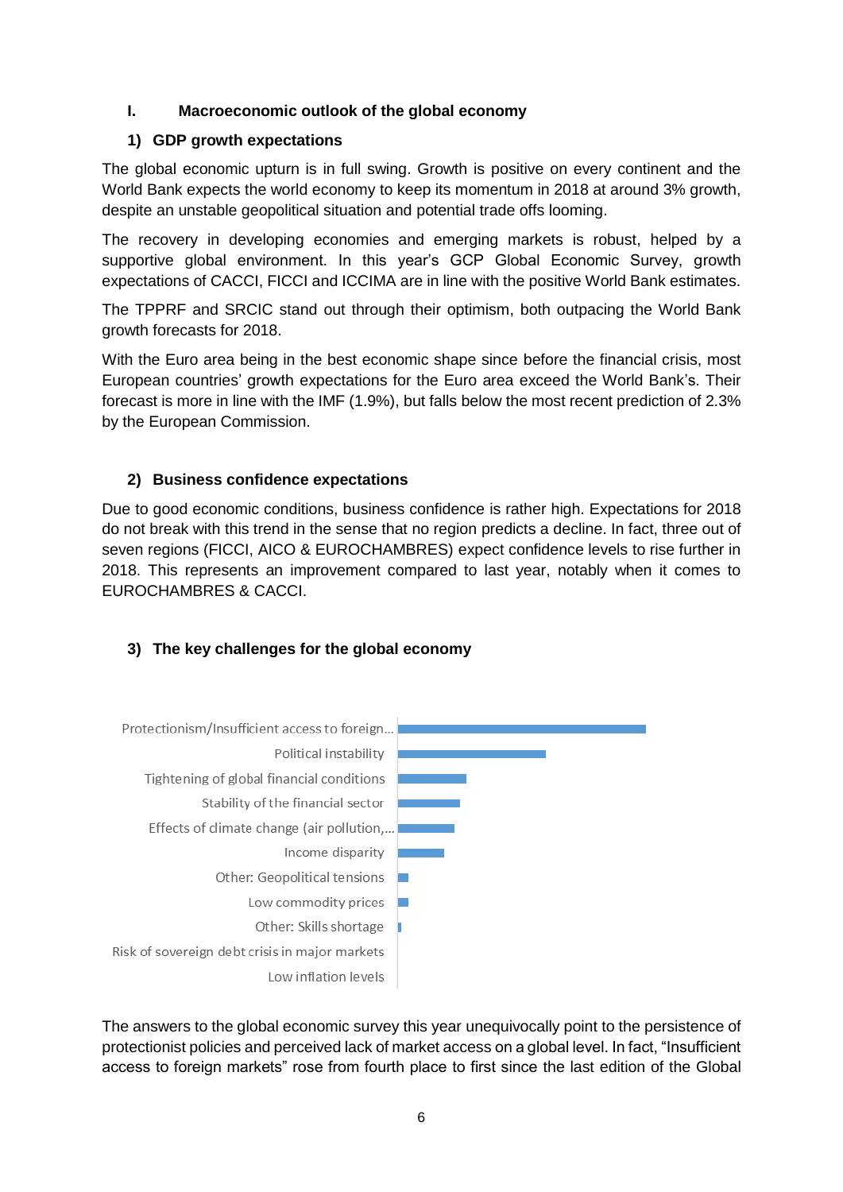## I. Macroeconomic outlook of the global economy

### 1) GDP growth expectations

The global economic upturn is in full swing. Growth is positive on every continent and the World Bank expects the world economy to keep its momentum in 2018 at around 3% growth, despite an unstable geopolitical situation and potential trade offs looming.

The recovery in developing economies and emerging markets is robust, helped by a supportive global environment. In this year's GCP Global Economic Survey, growth expectations of CACCI, FICCI and ICCIMA are in line with the positive World Bank estimates.

The TPPRF and SRCIC stand out through their optimism, both outpacing the World Bank growth forecasts for 2018.

With the Euro area being in the best economic shape since before the financial crisis, most European countries' growth expectations for the Euro area exceed the World Bank's. Their forecast is more in line with the IMF (1.9%), but falls below the most recent prediction of 2.3% by the European Commission.

### 2) Business confidence expectations

Due to good economic conditions, business confidence is rather high. Expectations for 2018 do not break with this trend in the sense that no region predicts a decline. In fact, three out of seven regions (FICCI, AICO & EUROCHAMBRES) expect confidence levels to rise further in 2018. This represents an improvement compared to last year, notably when it comes to EUROCHAMBRES & CACCI.

### 3) The key challenges for the global economy

Protectionism/Insufficient access to foreign...
Political instability
Tightening of global financial conditions
Stability of the financial sector
Effects of climate change (air pollution,...
Income disparity
Other: Geopolitical tensions
Low commodity prices
Other: Skills shortage
Risk of sovereign debt crisis in major markets
Low inflation levels

The answers to the global economic survey this year unequivocally point to the persistence of protectionist policies and perceived lack of market access on a global level. In fact, "Insufficient access to foreign markets" rose from fourth place to first since the last edition of the Global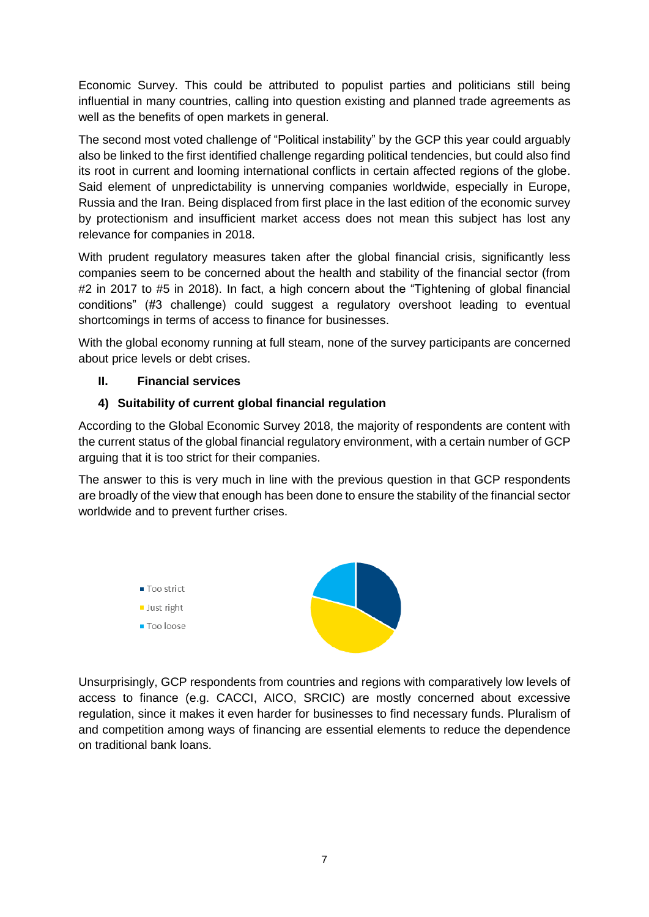Economic Survey. This could be attributed to populist parties and politicians still being influential in many countries, calling into question existing and planned trade agreements as well as the benefits of open markets in general.

The second most voted challenge of "Political instability" by the GCP this year could arguably also be linked to the first identified challenge regarding political tendencies, but could also find its root in current and looming international conflicts in certain affected regions of the globe. Said element of unpredictability is unnerving companies worldwide, especially in Europe, Russia and the Iran. Being displaced from first place in the last edition of the economic survey by protectionism and insufficient market access does not mean this subject has lost any relevance for companies in 2018.

With prudent regulatory measures taken after the global financial crisis, significantly less companies seem to be concerned about the health and stability of the financial sector (from #2 in 2017 to #5 in 2018). In fact, a high concern about the "Tightening of global financial conditions" (#3 challenge) could suggest a regulatory overshoot leading to eventual shortcomings in terms of access to finance for businesses.

With the global economy running at full steam, none of the survey participants are concerned about price levels or debt crises.

## II. Financial services

### 4) Suitability of current global financial regulation

According to the Global Economic Survey 2018, the majority of respondents are content with the current status of the global financial regulatory environment, with a certain number of GCP arguing that it is too strict for their companies.

The answer to this is very much in line with the previous question in that GCP respondents are broadly of the view that enough has been done to ensure the stability of the financial sector worldwide and to prevent further crises.

- Too strict
- Just right
- Too loose

Unsurprisingly, GCP respondents from countries and regions with comparatively low levels of access to finance (e.g. CACCI, AICO, SRCIC) are mostly concerned about excessive regulation, since it makes it even harder for businesses to find necessary funds. Pluralism of and competition among ways of financing are essential elements to reduce the dependence on traditional bank loans.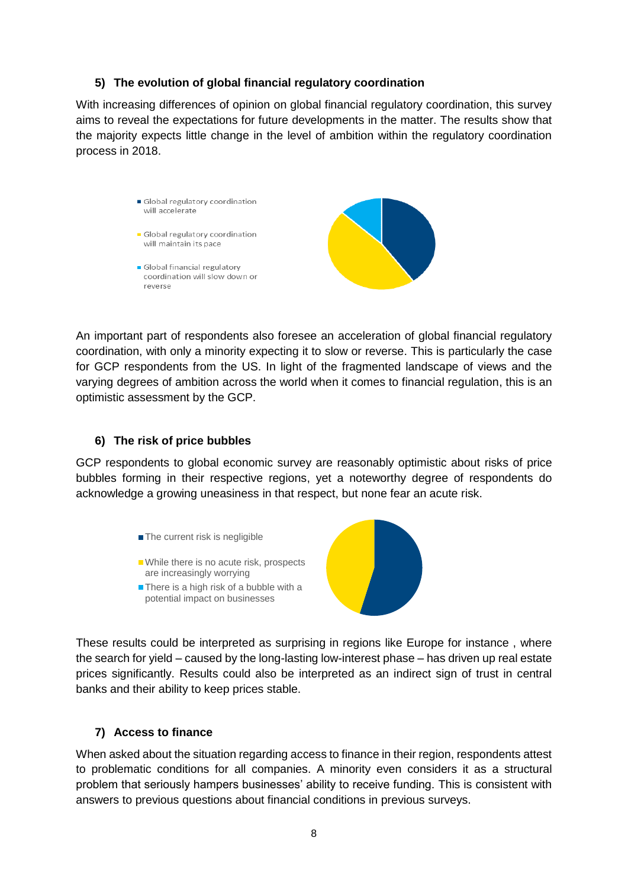#### 5) The evolution of global financial regulatory coordination

With increasing differences of opinion on global financial regulatory coordination, this survey aims to reveal the expectations for future developments in the matter. The results show that the majority expects little change in the level of ambition within the regulatory coordination process in 2018.

- Global regulatory coordination will accelerate
- Global regulatory coordination will maintain its pace
- Global financial regulatory coordination will slow down or reverse

An important part of respondents also foresee an acceleration of global financial regulatory coordination, with only a minority expecting it to slow or reverse. This is particularly the case for GCP respondents from the US. In light of the fragmented landscape of views and the varying degrees of ambition across the world when it comes to financial regulation, this is an optimistic assessment by the GCP.

#### 6) The risk of price bubbles

GCP respondents to global economic survey are reasonably optimistic about risks of price bubbles forming in their respective regions, yet a noteworthy degree of respondents do acknowledge a growing uneasiness in that respect, but none fear an acute risk.

- The current risk is negligible
- While there is no acute risk, prospects are increasingly worrying
- There is a high risk of a bubble with a potential impact on businesses

These results could be interpreted as surprising in regions like Europe for instance , where the search for yield – caused by the long-lasting low-interest phase – has driven up real estate prices significantly. Results could also be interpreted as an indirect sign of trust in central banks and their ability to keep prices stable.

#### 7) Access to finance

When asked about the situation regarding access to finance in their region, respondents attest to problematic conditions for all companies. A minority even considers it as a structural problem that seriously hampers businesses' ability to receive funding. This is consistent with answers to previous questions about financial conditions in previous surveys.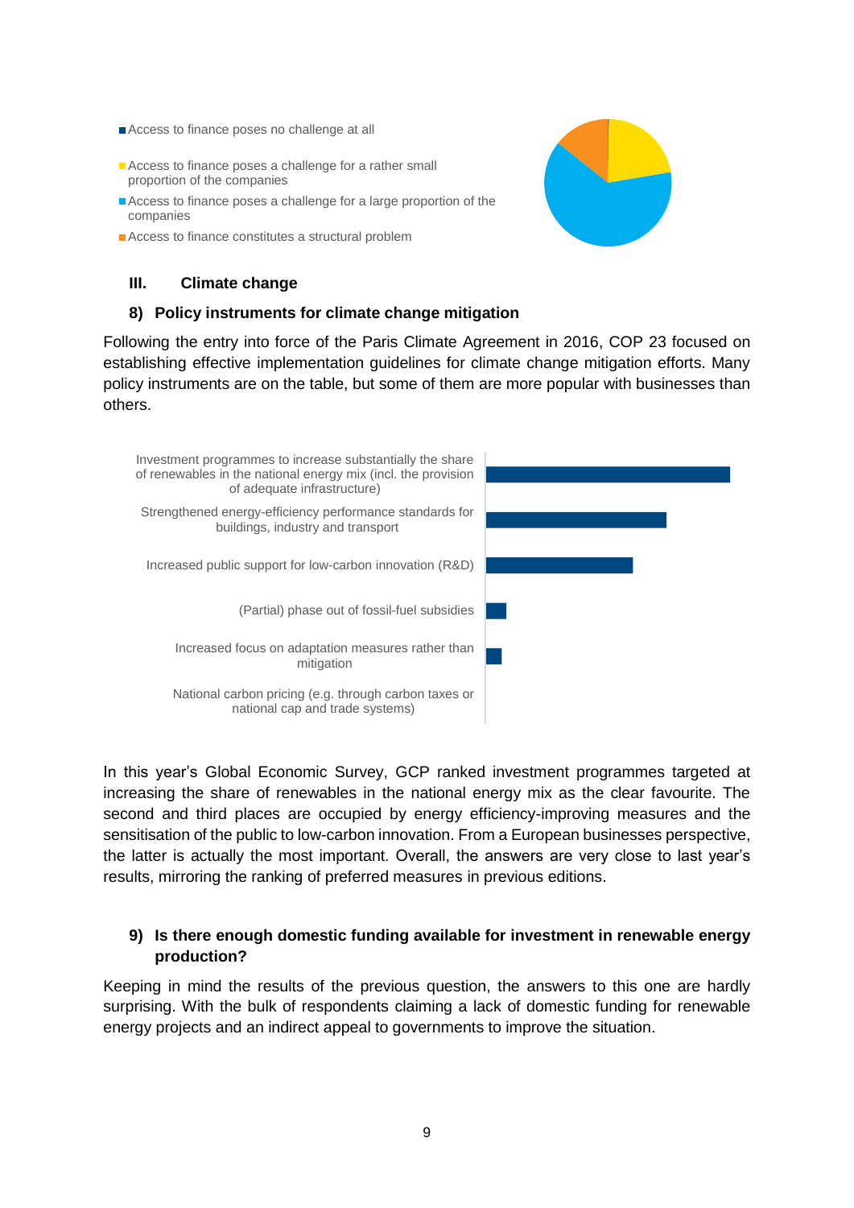- Access to finance poses no challenge at all
- Access to finance poses a challenge for a rather small proportion of the companies
- Access to finance poses a challenge for a large proportion of the companies
- Access to finance constitutes a structural problem

## III. Climate change

### 8) Policy instruments for climate change mitigation

Following the entry into force of the Paris Climate Agreement in 2016, COP 23 focused on establishing effective implementation guidelines for climate change mitigation efforts. Many policy instruments are on the table, but some of them are more popular with businesses than others.

- Investment programmes to increase substantially the share of renewables in the national energy mix (incl. the provision of adequate infrastructure)
- Strengthened energy-efficiency performance standards for buildings, industry and transport
- Increased public support for low-carbon innovation (R&D)
- (Partial) phase out of fossil-fuel subsidies
- Increased focus on adaptation measures rather than mitigation
- National carbon pricing (e.g. through carbon taxes or national cap and trade systems)

In this year's Global Economic Survey, GCP ranked investment programmes targeted at increasing the share of renewables in the national energy mix as the clear favourite. The second and third places are occupied by energy efficiency-improving measures and the sensitisation of the public to low-carbon innovation. From a European businesses perspective, the latter is actually the most important. Overall, the answers are very close to last year's results, mirroring the ranking of preferred measures in previous editions.

### 9) Is there enough domestic funding available for investment in renewable energy production?

Keeping in mind the results of the previous question, the answers to this one are hardly surprising. With the bulk of respondents claiming a lack of domestic funding for renewable energy projects and an indirect appeal to governments to improve the situation.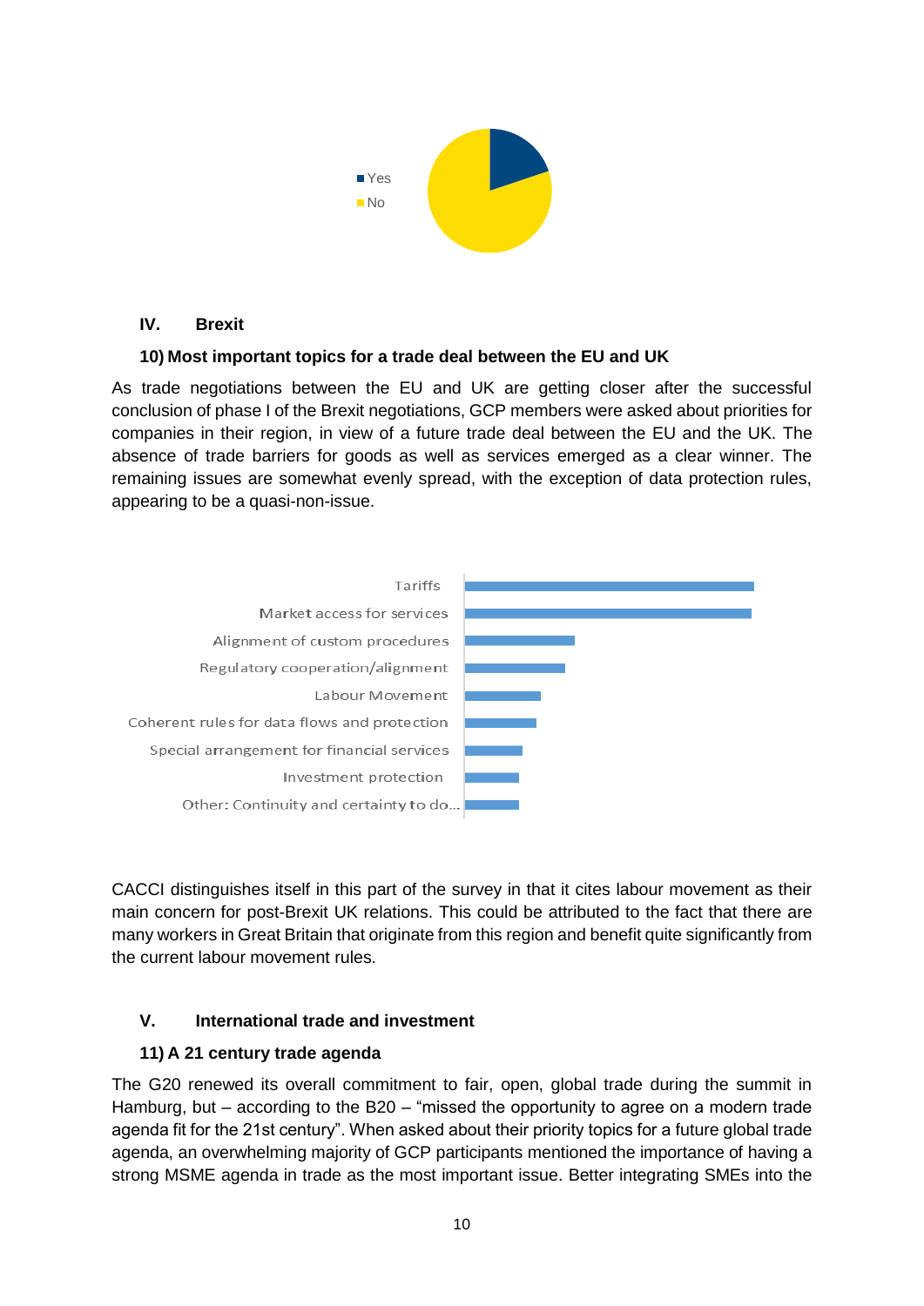- Yes
- No

## IV. Brexit

### 10) Most important topics for a trade deal between the EU and UK

As trade negotiations between the EU and UK are getting closer after the successful conclusion of phase I of the Brexit negotiations, GCP members were asked about priorities for companies in their region, in view of a future trade deal between the EU and the UK. The absence of trade barriers for goods as well as services emerged as a clear winner. The remaining issues are somewhat evenly spread, with the exception of data protection rules, appearing to be a quasi-non-issue.

Tariffs
Market access for services
Alignment of custom procedures
Regulatory cooperation/alignment
Labour Movement
Coherent rules for data flows and protection
Special arrangement for financial services
Investment protection
Other: Continuity and certainty to do...

CACCI distinguishes itself in this part of the survey in that it cites labour movement as their main concern for post-Brexit UK relations. This could be attributed to the fact that there are many workers in Great Britain that originate from this region and benefit quite significantly from the current labour movement rules.

## V. International trade and investment

### 11) A 21 century trade agenda

The G20 renewed its overall commitment to fair, open, global trade during the summit in Hamburg, but – according to the B20 – "missed the opportunity to agree on a modern trade agenda fit for the 21st century". When asked about their priority topics for a future global trade agenda, an overwhelming majority of GCP participants mentioned the importance of having a strong MSME agenda in trade as the most important issue. Better integrating SMEs into the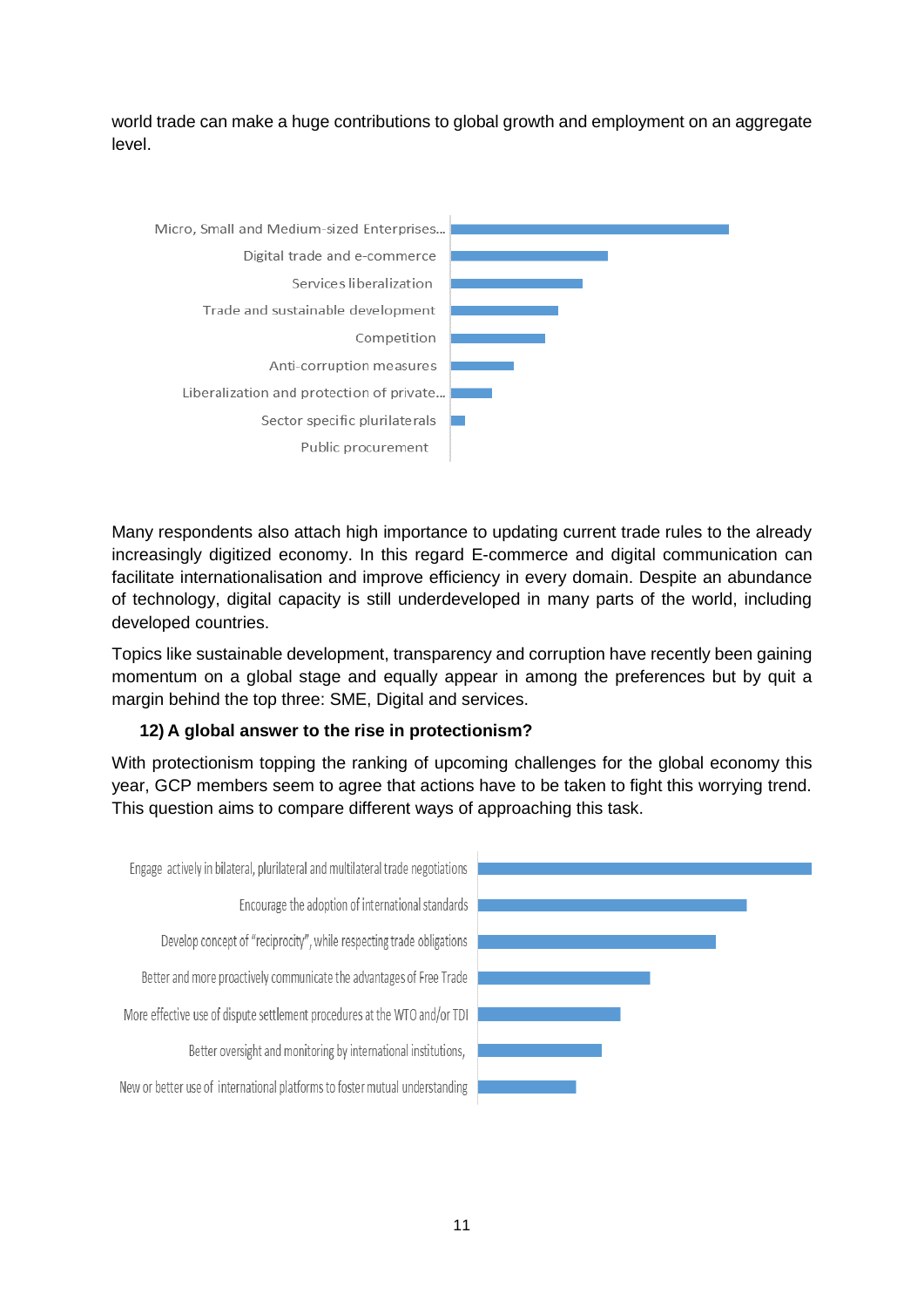world trade can make a huge contributions to global growth and employment on an aggregate level.

Micro, Small and Medium-sized Enterprises...
Digital trade and e-commerce
Services liberalization
Trade and sustainable development
Competition
Anti-corruption measures
Liberalization and protection of private...
Sector specific plurilaterals
Public procurement

Many respondents also attach high importance to updating current trade rules to the already increasingly digitized economy. In this regard E-commerce and digital communication can facilitate internationalisation and improve efficiency in every domain. Despite an abundance of technology, digital capacity is still underdeveloped in many parts of the world, including developed countries.

Topics like sustainable development, transparency and corruption have recently been gaining momentum on a global stage and equally appear in among the preferences but by quit a margin behind the top three: SME, Digital and services.

### 12) A global answer to the rise in protectionism?

With protectionism topping the ranking of upcoming challenges for the global economy this year, GCP members seem to agree that actions have to be taken to fight this worrying trend. This question aims to compare different ways of approaching this task.

Engage actively in bilateral, plurilateral and multilateral trade negotiations
Encourage the adoption of international standards
Develop concept of "reciprocity", while respecting trade obligations
Better and more proactively communicate the advantages of Free Trade
More effective use of dispute settlement procedures at the WTO and/or TDI
Better oversight and monitoring by international institutions,
New or better use of international platforms to foster mutual understanding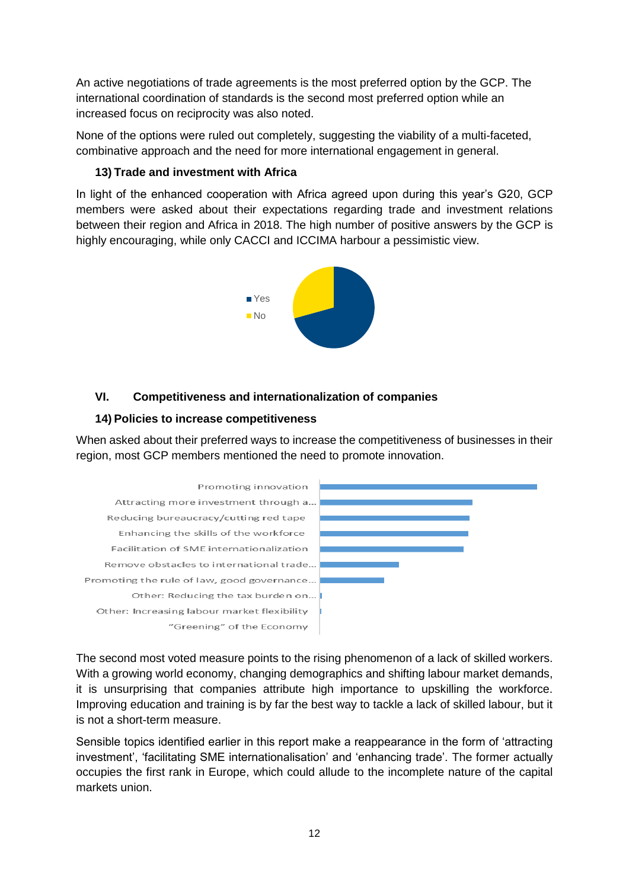An active negotiations of trade agreements is the most preferred option by the GCP. The international coordination of standards is the second most preferred option while an increased focus on reciprocity was also noted.

None of the options were ruled out completely, suggesting the viability of a multi-faceted, combinative approach and the need for more international engagement in general.

### 13) Trade and investment with Africa

In light of the enhanced cooperation with Africa agreed upon during this year's G20, GCP members were asked about their expectations regarding trade and investment relations between their region and Africa in 2018. The high number of positive answers by the GCP is highly encouraging, while only CACCI and ICCIMA harbour a pessimistic view.

Yes
No

## VI. Competitiveness and internationalization of companies

### 14) Policies to increase competitiveness

When asked about their preferred ways to increase the competitiveness of businesses in their region, most GCP members mentioned the need to promote innovation.

Promoting innovation
Attracting more investment through a...
Reducing bureaucracy/cutting red tape
Enhancing the skills of the workforce
Facilitation of SME internationalization
Remove obstacles to international trade...
Promoting the rule of law, good governance...
Other: Reducing the tax burden on...
Other: Increasing labour market flexibility
"Greening" of the Economy

The second most voted measure points to the rising phenomenon of a lack of skilled workers. With a growing world economy, changing demographics and shifting labour market demands, it is unsurprising that companies attribute high importance to upskilling the workforce. Improving education and training is by far the best way to tackle a lack of skilled labour, but it is not a short-term measure.

Sensible topics identified earlier in this report make a reappearance in the form of 'attracting investment', 'facilitating SME internationalisation' and 'enhancing trade'. The former actually occupies the first rank in Europe, which could allude to the incomplete nature of the capital markets union.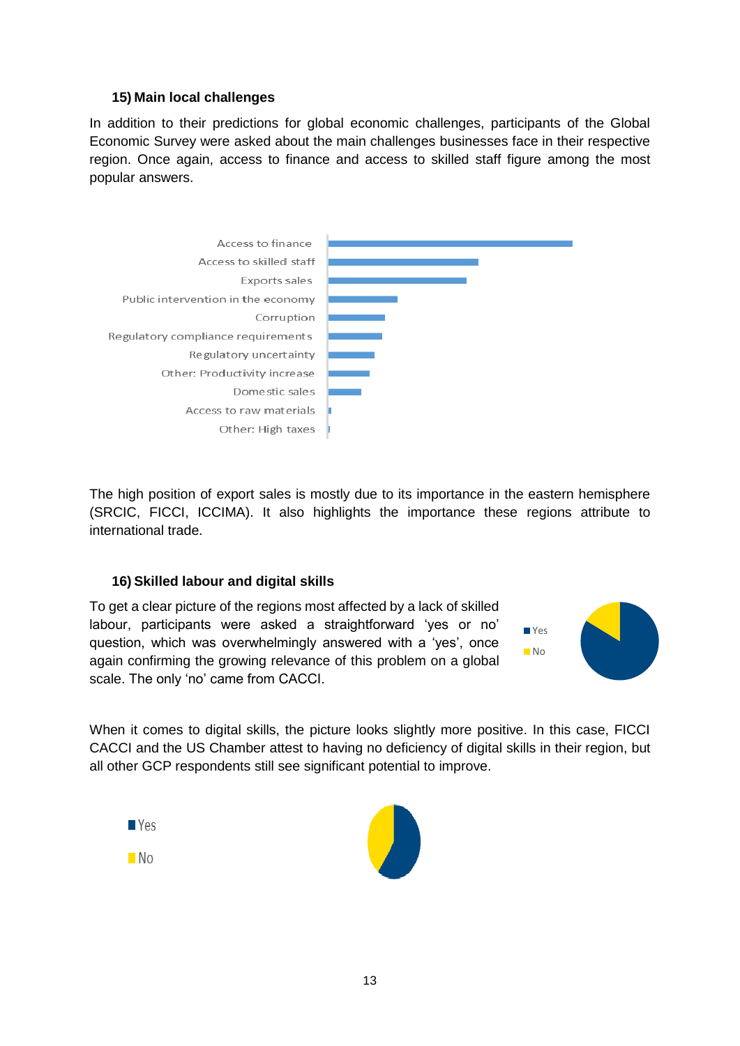### 15) Main local challenges

In addition to their predictions for global economic challenges, participants of the Global Economic Survey were asked about the main challenges businesses face in their respective region. Once again, access to finance and access to skilled staff figure among the most popular answers.

Access to finance
Access to skilled staff
Exports sales
Public intervention in the economy
Corruption
Regulatory compliance requirements
Regulatory uncertainty
Other: Productivity increase
Domestic sales
Access to raw materials
Other: High taxes

The high position of export sales is mostly due to its importance in the eastern hemisphere (SRCIC, FICCI, ICCIMA). It also highlights the importance these regions attribute to international trade.

### 16) Skilled labour and digital skills

To get a clear picture of the regions most affected by a lack of skilled labour, participants were asked a straightforward 'yes or no' question, which was overwhelmingly answered with a 'yes', once again confirming the growing relevance of this problem on a global scale. The only 'no' came from CACCI.

Yes
No

When it comes to digital skills, the picture looks slightly more positive. In this case, FICCI CACCI and the US Chamber attest to having no deficiency of digital skills in their region, but all other GCP respondents still see significant potential to improve.

Yes
No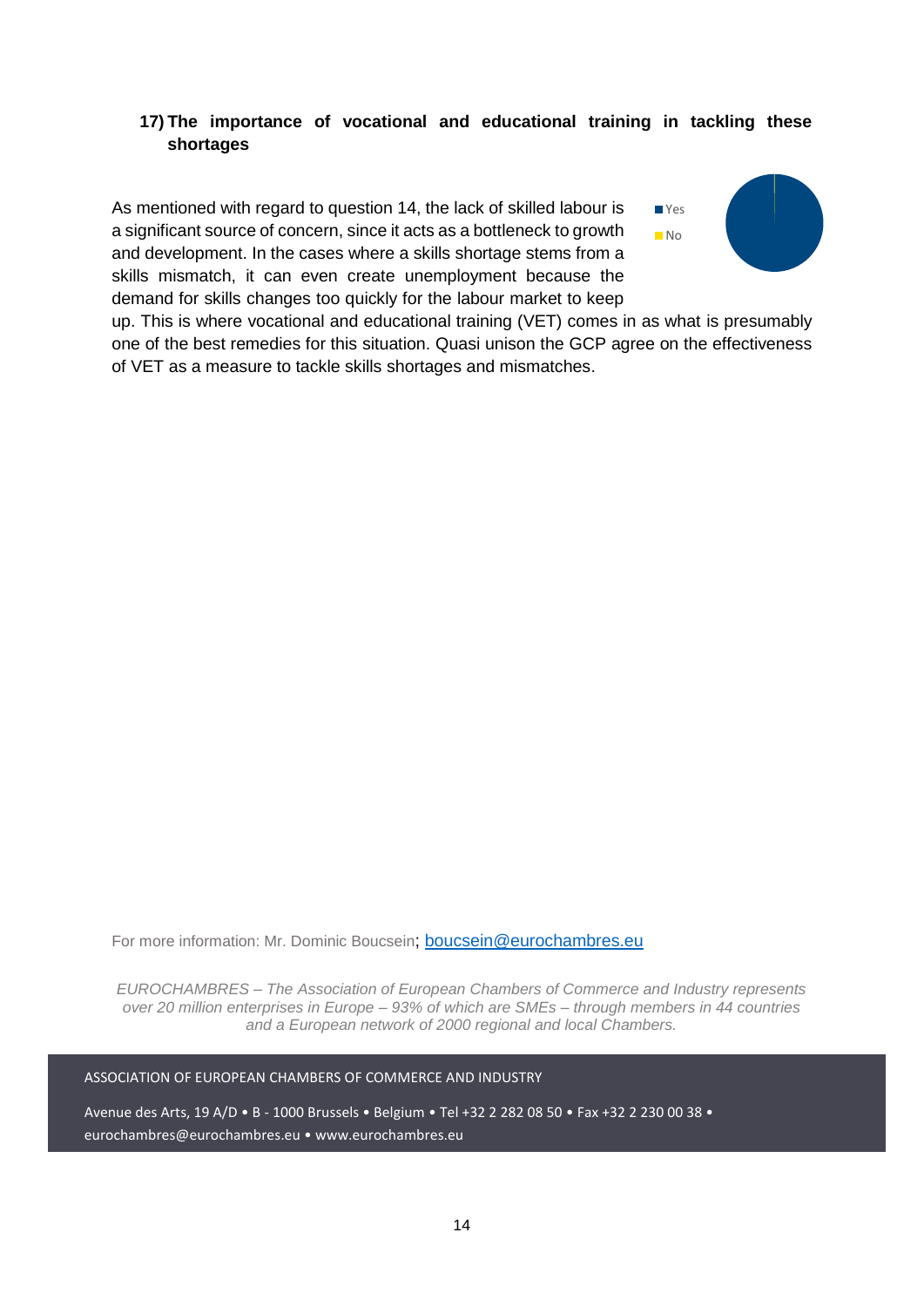### 17) The importance of vocational and educational training in tackling these shortages

Yes
No

As mentioned with regard to question 14, the lack of skilled labour is a significant source of concern, since it acts as a bottleneck to growth and development. In the cases where a skills shortage stems from a skills mismatch, it can even create unemployment because the demand for skills changes too quickly for the labour market to keep up. This is where vocational and educational training (VET) comes in as what is presumably one of the best remedies for this situation. Quasi unison the GCP agree on the effectiveness of VET as a measure to tackle skills shortages and mismatches.

For more information: Mr. Dominic Boucsein; boucsein@eurochambres.eu

*EUROCHAMBRES – The Association of European Chambers of Commerce and Industry represents over 20 million enterprises in Europe – 93% of which are SMEs – through members in 44 countries and a European network of 2000 regional and local Chambers.*

ASSOCIATION OF EUROPEAN CHAMBERS OF COMMERCE AND INDUSTRY

Avenue des Arts, 19 A/D • B - 1000 Brussels • Belgium • Tel +32 2 282 08 50 • Fax +32 2 230 00 38 • eurochambres@eurochambres.eu • www.eurochambres.eu